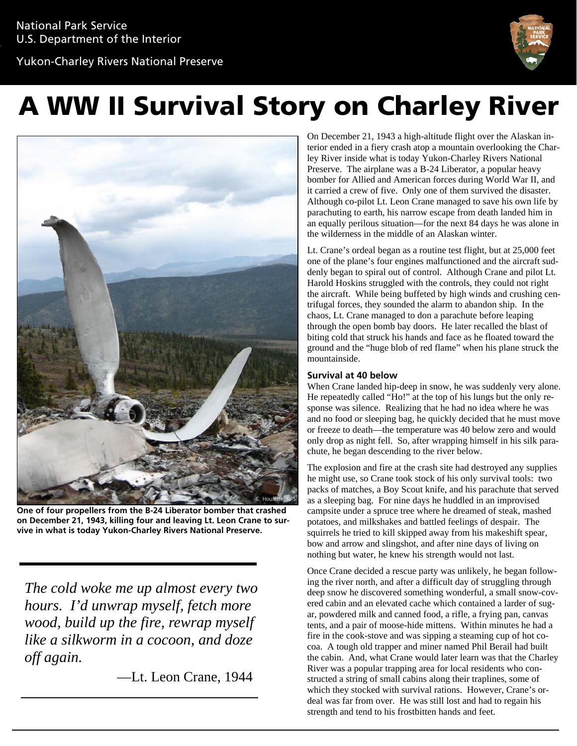National Park Service
U.S. Department of the Interior

Yukon-Charley Rivers National Preserve

# A WW II Survival Story on Charley River

One of four propellers from the B-24 Liberator bomber that crashed on December 21, 1943, killing four and leaving Lt. Leon Crane to survive in what is today Yukon-Charley Rivers National Preserve.

> *The cold woke me up almost every two hours. I'd unwrap myself, fetch more wood, build up the fire, rewrap myself like a silkworm in a cocoon, and doze off again.*
>
> —Lt. Leon Crane, 1944

On December 21, 1943 a high-altitude flight over the Alaskan interior ended in a fiery crash atop a mountain overlooking the Charley River inside what is today Yukon-Charley Rivers National Preserve. The airplane was a B-24 Liberator, a popular heavy bomber for Allied and American forces during World War II, and it carried a crew of five. Only one of them survived the disaster. Although co-pilot Lt. Leon Crane managed to save his own life by parachuting to earth, his narrow escape from death landed him in an equally perilous situation—for the next 84 days he was alone in the wilderness in the middle of an Alaskan winter.

Lt. Crane's ordeal began as a routine test flight, but at 25,000 feet one of the plane's four engines malfunctioned and the aircraft suddenly began to spiral out of control. Although Crane and pilot Lt. Harold Hoskins struggled with the controls, they could not right the aircraft. While being buffeted by high winds and crushing centrifugal forces, they sounded the alarm to abandon ship. In the chaos, Lt. Crane managed to don a parachute before leaping through the open bomb bay doors. He later recalled the blast of biting cold that struck his hands and face as he floated toward the ground and the "huge blob of red flame" when his plane struck the mountainside.

### Survival at 40 below

When Crane landed hip-deep in snow, he was suddenly very alone. He repeatedly called "Ho!" at the top of his lungs but the only response was silence. Realizing that he had no idea where he was and no food or sleeping bag, he quickly decided that he must move or freeze to death—the temperature was 40 below zero and would only drop as night fell. So, after wrapping himself in his silk parachute, he began descending to the river below.

The explosion and fire at the crash site had destroyed any supplies he might use, so Crane took stock of his only survival tools: two packs of matches, a Boy Scout knife, and his parachute that served as a sleeping bag. For nine days he huddled in an improvised campsite under a spruce tree where he dreamed of steak, mashed potatoes, and milkshakes and battled feelings of despair. The squirrels he tried to kill skipped away from his makeshift spear, bow and arrow and slingshot, and after nine days of living on nothing but water, he knew his strength would not last.

Once Crane decided a rescue party was unlikely, he began following the river north, and after a difficult day of struggling through deep snow he discovered something wonderful, a small snow-covered cabin and an elevated cache which contained a larder of sugar, powdered milk and canned food, a rifle, a frying pan, canvas tents, and a pair of moose-hide mittens. Within minutes he had a fire in the cook-stove and was sipping a steaming cup of hot cocoa. A tough old trapper and miner named Phil Berail had built the cabin. And, what Crane would later learn was that the Charley River was a popular trapping area for local residents who constructed a string of small cabins along their traplines, some of which they stocked with survival rations. However, Crane's ordeal was far from over. He was still lost and had to regain his strength and tend to his frostbitten hands and feet.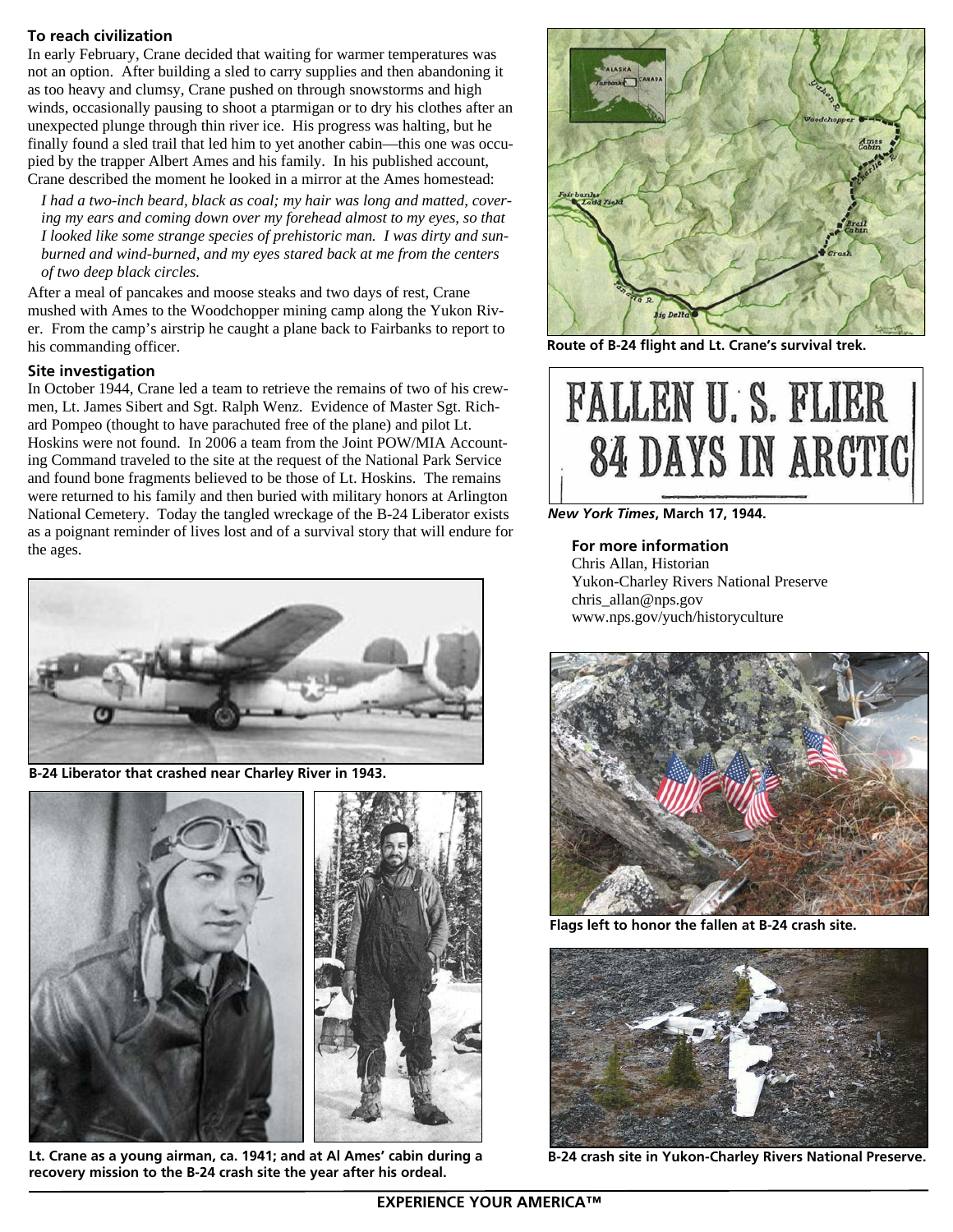### To reach civilization

In early February, Crane decided that waiting for warmer temperatures was not an option. After building a sled to carry supplies and then abandoning it as too heavy and clumsy, Crane pushed on through snowstorms and high winds, occasionally pausing to shoot a ptarmigan or to dry his clothes after an unexpected plunge through thin river ice. His progress was halting, but he finally found a sled trail that led him to yet another cabin—this one was occupied by the trapper Albert Ames and his family. In his published account, Crane described the moment he looked in a mirror at the Ames homestead:

> *I had a two-inch beard, black as coal; my hair was long and matted, covering my ears and coming down over my forehead almost to my eyes, so that I looked like some strange species of prehistoric man. I was dirty and sunburned and wind-burned, and my eyes stared back at me from the centers of two deep black circles.*

After a meal of pancakes and moose steaks and two days of rest, Crane mushed with Ames to the Woodchopper mining camp along the Yukon River. From the camp's airstrip he caught a plane back to Fairbanks to report to his commanding officer.

### Site investigation

In October 1944, Crane led a team to retrieve the remains of two of his crewmen, Lt. James Sibert and Sgt. Ralph Wenz. Evidence of Master Sgt. Richard Pompeo (thought to have parachuted free of the plane) and pilot Lt. Hoskins were not found. In 2006 a team from the Joint POW/MIA Accounting Command traveled to the site at the request of the National Park Service and found bone fragments believed to be those of Lt. Hoskins. The remains were returned to his family and then buried with military honors at Arlington National Cemetery. Today the tangled wreckage of the B-24 Liberator exists as a poignant reminder of lives lost and of a survival story that will endure for the ages.

**B-24 Liberator that crashed near Charley River in 1943.**

**Lt. Crane as a young airman, ca. 1941; and at Al Ames' cabin during a recovery mission to the B-24 crash site the year after his ordeal.**

ALASKA
CANADA
Fairbanks
Yukon R.
Woodchopper
Ames Cabin
Charley R.
Fairbanks Ladd Field
Tanana R.
Big Delta
Crash
Brail Cabin

**Route of B-24 flight and Lt. Crane's survival trek.**

FALLEN U. S. FLIER
84 DAYS IN ARCTIC

***New York Times*, March 17, 1944.**

### For more information

Chris Allan, Historian
Yukon-Charley Rivers National Preserve
chris_allan@nps.gov
www.nps.gov/yuch/historyculture

**Flags left to honor the fallen at B-24 crash site.**

**B-24 crash site in Yukon-Charley Rivers National Preserve.**

**EXPERIENCE YOUR AMERICA™**